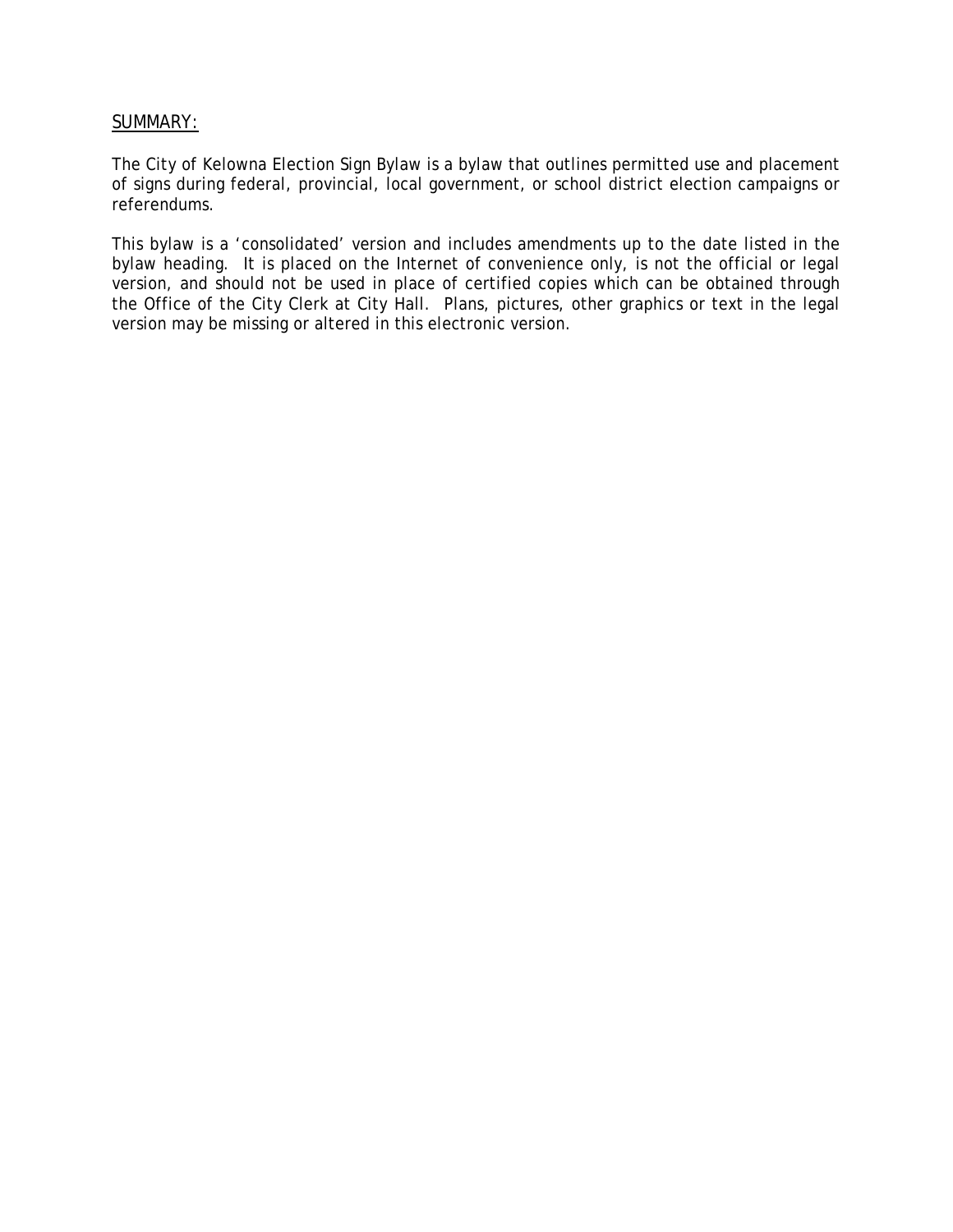<u>SUMMARY:</u>

The City of Kelowna Election Sign Bylaw is a bylaw that outlines permitted use and placement of signs during federal, provincial, local government, or school district election campaigns or referendums.

This bylaw is a 'consolidated' version and includes amendments up to the date listed in the bylaw heading. It is placed on the Internet of convenience only, is not the official or legal version, and should not be used in place of certified copies which can be obtained through the Office of the City Clerk at City Hall. Plans, pictures, other graphics or text in the legal version may be missing or altered in this electronic version.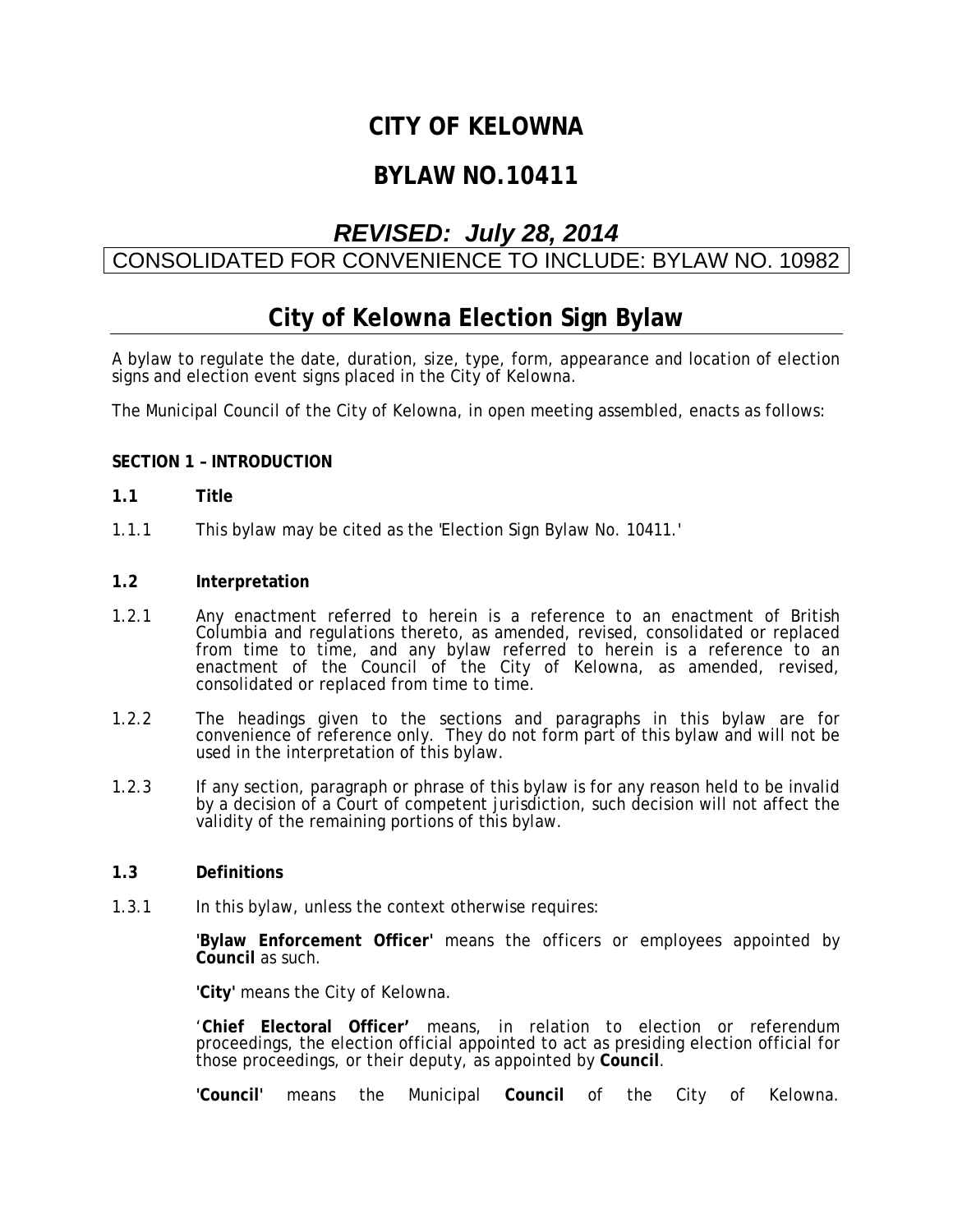# CITY OF KELOWNA

# BYLAW NO.10411

## *REVISED: July 28, 2014*

CONSOLIDATED FOR CONVENIENCE TO INCLUDE: BYLAW NO. 10982

# City of Kelowna Election Sign Bylaw

A bylaw to regulate the date, duration, size, type, form, appearance and location of election signs and election event signs placed in the City of Kelowna.

The Municipal Council of the City of Kelowna, in open meeting assembled, enacts as follows:

**SECTION 1 – INTRODUCTION**

**1.1 Title**

1.1.1 This bylaw may be cited as the 'Election Sign Bylaw No. 10411.'

**1.2 Interpretation**

1.2.1 Any enactment referred to herein is a reference to an enactment of British Columbia and regulations thereto, as amended, revised, consolidated or replaced from time to time, and any bylaw referred to herein is a reference to an enactment of the Council of the City of Kelowna, as amended, revised, consolidated or replaced from time to time.

1.2.2 The headings given to the sections and paragraphs in this bylaw are for convenience of reference only. They do not form part of this bylaw and will not be used in the interpretation of this bylaw.

1.2.3 If any section, paragraph or phrase of this bylaw is for any reason held to be invalid by a decision of a Court of competent jurisdiction, such decision will not affect the validity of the remaining portions of this bylaw.

**1.3 Definitions**

1.3.1 In this bylaw, unless the context otherwise requires:

**'Bylaw Enforcement Officer'** means the officers or employees appointed by **Council** as such.

**'City'** means the City of Kelowna.

'**Chief Electoral Officer'** means, in relation to election or referendum proceedings, the election official appointed to act as presiding election official for those proceedings, or their deputy, as appointed by **Council**.

**'Council'** means the Municipal **Council** of the City of Kelowna.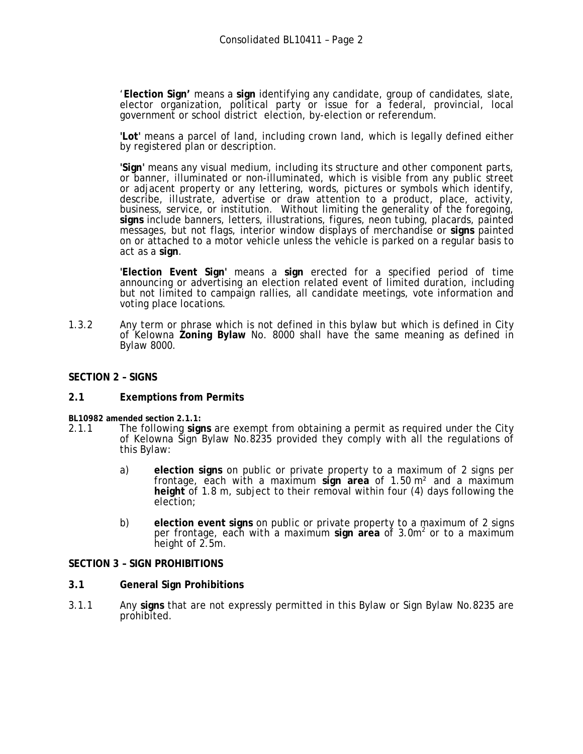'**Election Sign'** means a **sign** identifying any candidate, group of candidates, slate, elector organization, political party or issue for a federal, provincial, local government or school district election, by-election or referendum.

**'Lot'** means a parcel of land, including crown land, which is legally defined either by registered plan or description.

**'Sign'** means any visual medium, including its structure and other component parts, or banner, illuminated or non-illuminated, which is visible from any public street or adjacent property or any lettering, words, pictures or symbols which identify, describe, illustrate, advertise or draw attention to a product, place, activity, business, service, or institution. Without limiting the generality of the foregoing, **signs** include banners, letters, illustrations, figures, neon tubing, placards, painted messages, but not flags, interior window displays of merchandise or **signs** painted on or attached to a motor vehicle unless the vehicle is parked on a regular basis to act as a **sign**.

**'Election Event Sign'** means a **sign** erected for a specified period of time announcing or advertising an election related event of limited duration, including but not limited to campaign rallies, all candidate meetings, vote information and voting place locations.

1.3.2 Any term or phrase which is not defined in this bylaw but which is defined in City of Kelowna **Zoning Bylaw** No. 8000 shall have the same meaning as defined in Bylaw 8000.

## SECTION 2 – SIGNS

### 2.1 Exemptions from Permits

**BL10982 amended section 2.1.1:**

2.1.1 The following **signs** are exempt from obtaining a permit as required under the City of Kelowna Sign Bylaw No.8235 provided they comply with all the regulations of this Bylaw:

a) **election signs** on public or private property to a maximum of 2 signs per frontage, each with a maximum **sign area** of 1.50 m² and a maximum **height** of 1.8 m, subject to their removal within four (4) days following the election;

b) **election event signs** on public or private property to a maximum of 2 signs per frontage, each with a maximum **sign area** of 3.0m² or to a maximum height of 2.5m.

## SECTION 3 – SIGN PROHIBITIONS

### 3.1 General Sign Prohibitions

3.1.1 Any **signs** that are not expressly permitted in this Bylaw or Sign Bylaw No.8235 are prohibited.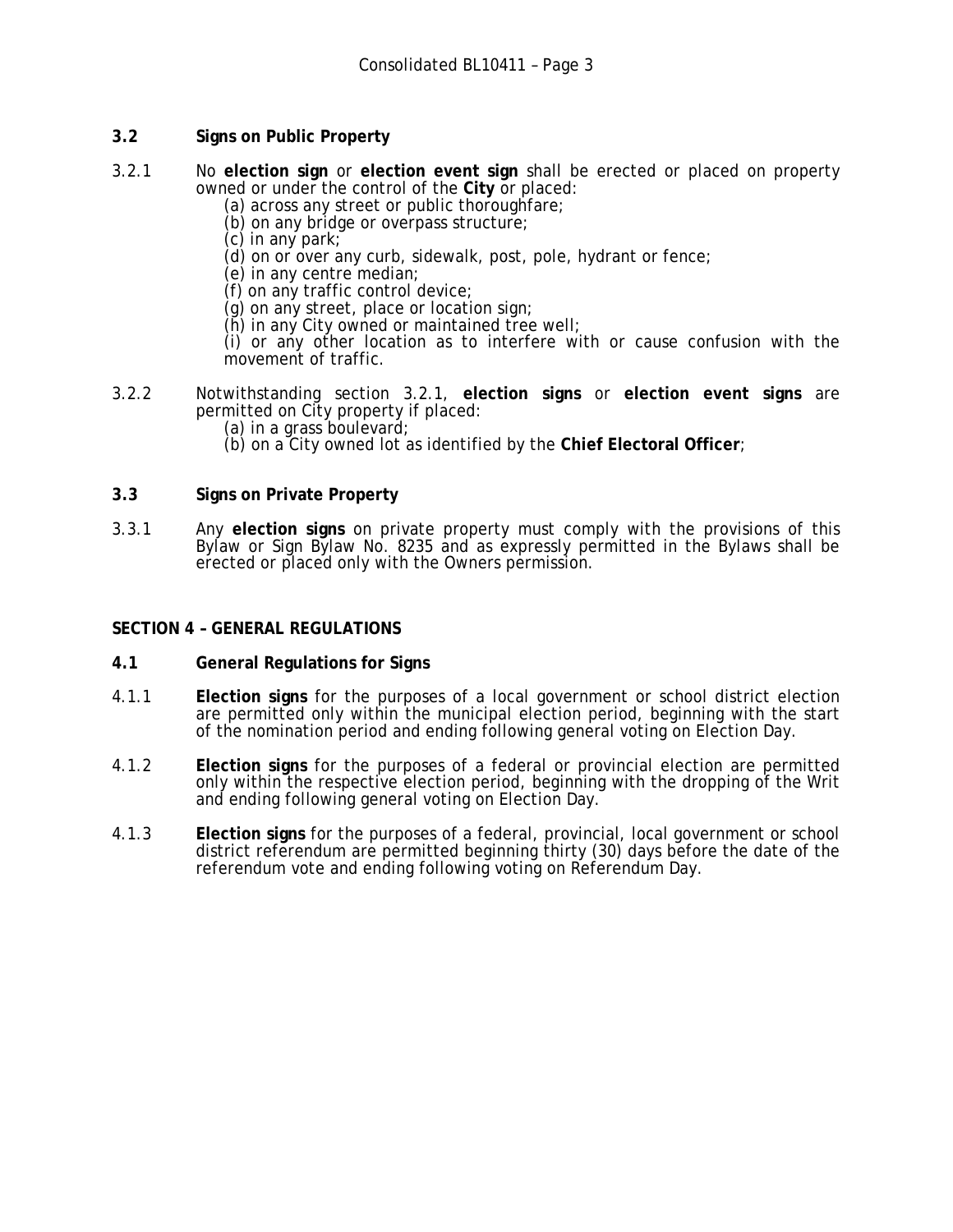### 3.2 Signs on Public Property

3.2.1 No **election sign** or **election event sign** shall be erected or placed on property owned or under the control of the **City** or placed:

(a) across any street or public thoroughfare;
(b) on any bridge or overpass structure;
(c) in any park;
(d) on or over any curb, sidewalk, post, pole, hydrant or fence;
(e) in any centre median;
(f) on any traffic control device;
(g) on any street, place or location sign;
(h) in any City owned or maintained tree well;
(i) or any other location as to interfere with or cause confusion with the movement of traffic.

3.2.2 Notwithstanding section 3.2.1, **election signs** or **election event signs** are permitted on City property if placed:

(a) in a grass boulevard;
(b) on a City owned lot as identified by the **Chief Electoral Officer**;

### 3.3 Signs on Private Property

3.3.1 Any **election signs** on private property must comply with the provisions of this Bylaw or Sign Bylaw No. 8235 and as expressly permitted in the Bylaws shall be erected or placed only with the Owners permission.

## SECTION 4 – GENERAL REGULATIONS

### 4.1 General Regulations for Signs

4.1.1 **Election signs** for the purposes of a local government or school district election are permitted only within the municipal election period, beginning with the start of the nomination period and ending following general voting on Election Day.

4.1.2 **Election signs** for the purposes of a federal or provincial election are permitted only within the respective election period, beginning with the dropping of the Writ and ending following general voting on Election Day.

4.1.3 **Election signs** for the purposes of a federal, provincial, local government or school district referendum are permitted beginning thirty (30) days before the date of the referendum vote and ending following voting on Referendum Day.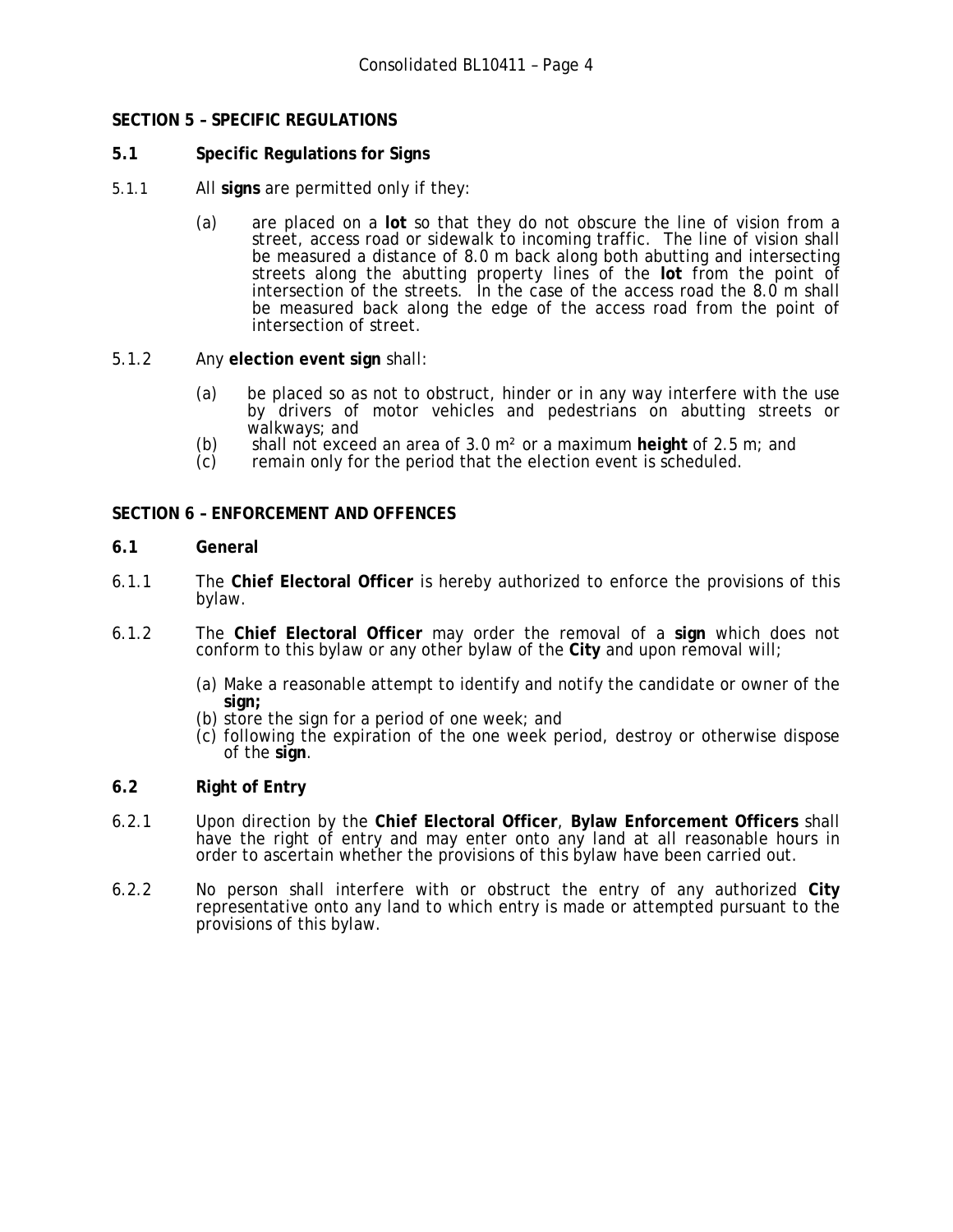## SECTION 5 – SPECIFIC REGULATIONS

### 5.1 Specific Regulations for Signs

5.1.1 All **signs** are permitted only if they:

(a) are placed on a **lot** so that they do not obscure the line of vision from a street, access road or sidewalk to incoming traffic. The line of vision shall be measured a distance of 8.0 m back along both abutting and intersecting streets along the abutting property lines of the **lot** from the point of intersection of the streets. In the case of the access road the 8.0 m shall be measured back along the edge of the access road from the point of intersection of street.

5.1.2 Any **election event sign** shall:

(a) be placed so as not to obstruct, hinder or in any way interfere with the use by drivers of motor vehicles and pedestrians on abutting streets or walkways; and
(b) shall not exceed an area of 3.0 m² or a maximum **height** of 2.5 m; and
(c) remain only for the period that the election event is scheduled.

## SECTION 6 – ENFORCEMENT AND OFFENCES

### 6.1 General

6.1.1 The **Chief Electoral Officer** is hereby authorized to enforce the provisions of this bylaw.

6.1.2 The **Chief Electoral Officer** may order the removal of a **sign** which does not conform to this bylaw or any other bylaw of the **City** and upon removal will;

(a) Make a reasonable attempt to identify and notify the candidate or owner of the **sign;**
(b) store the sign for a period of one week; and
(c) following the expiration of the one week period, destroy or otherwise dispose of the **sign**.

### 6.2 Right of Entry

6.2.1 Upon direction by the **Chief Electoral Officer**, **Bylaw Enforcement Officers** shall have the right of entry and may enter onto any land at all reasonable hours in order to ascertain whether the provisions of this bylaw have been carried out.

6.2.2 No person shall interfere with or obstruct the entry of any authorized **City** representative onto any land to which entry is made or attempted pursuant to the provisions of this bylaw.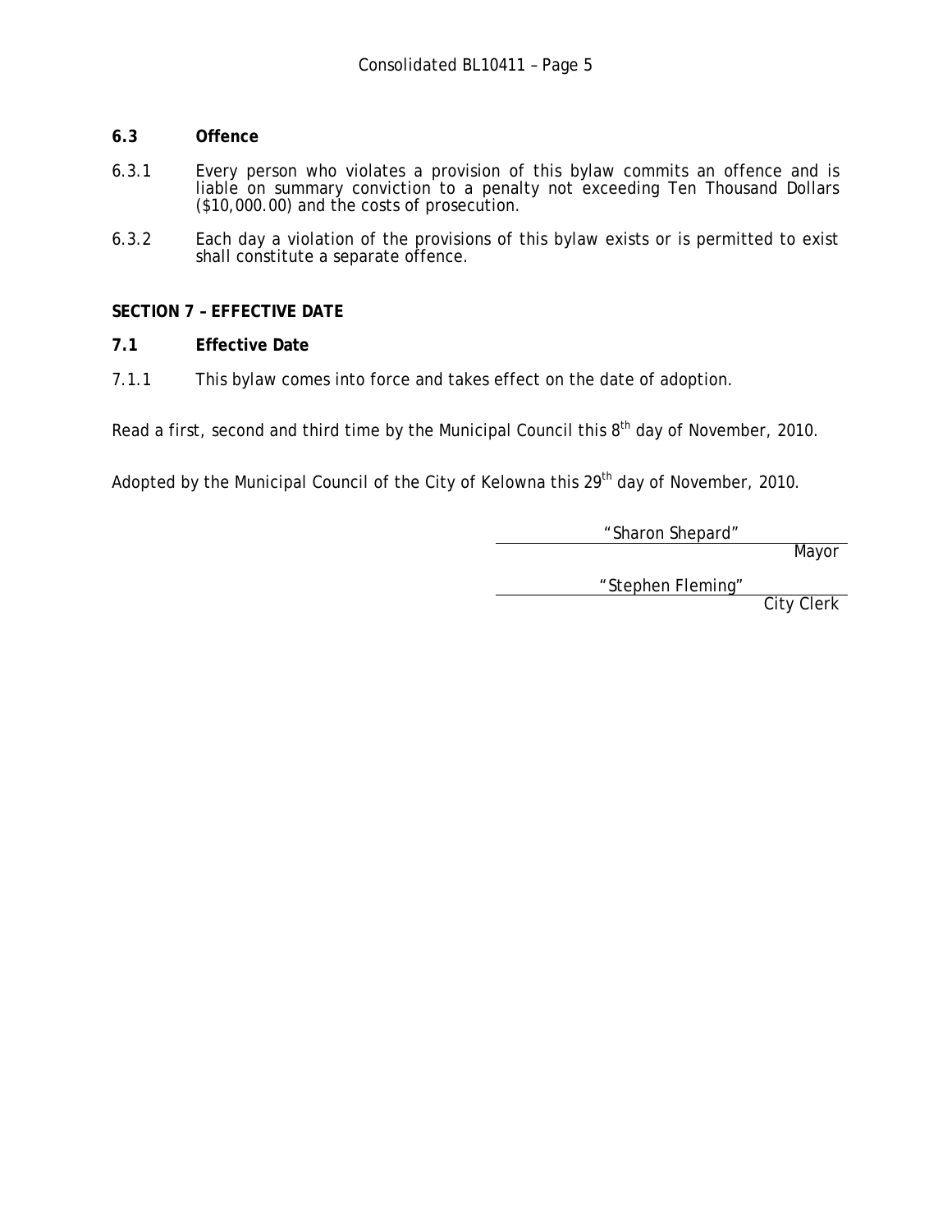### 6.3 Offence

6.3.1 Every person who violates a provision of this bylaw commits an offence and is liable on summary conviction to a penalty not exceeding Ten Thousand Dollars ($10,000.00) and the costs of prosecution.

6.3.2 Each day a violation of the provisions of this bylaw exists or is permitted to exist shall constitute a separate offence.

## SECTION 7 – EFFECTIVE DATE

### 7.1 Effective Date

7.1.1 This bylaw comes into force and takes effect on the date of adoption.

Read a first, second and third time by the Municipal Council this 8th day of November, 2010.

Adopted by the Municipal Council of the City of Kelowna this 29th day of November, 2010.

"Sharon Shepard"
Mayor

"Stephen Fleming"
City Clerk